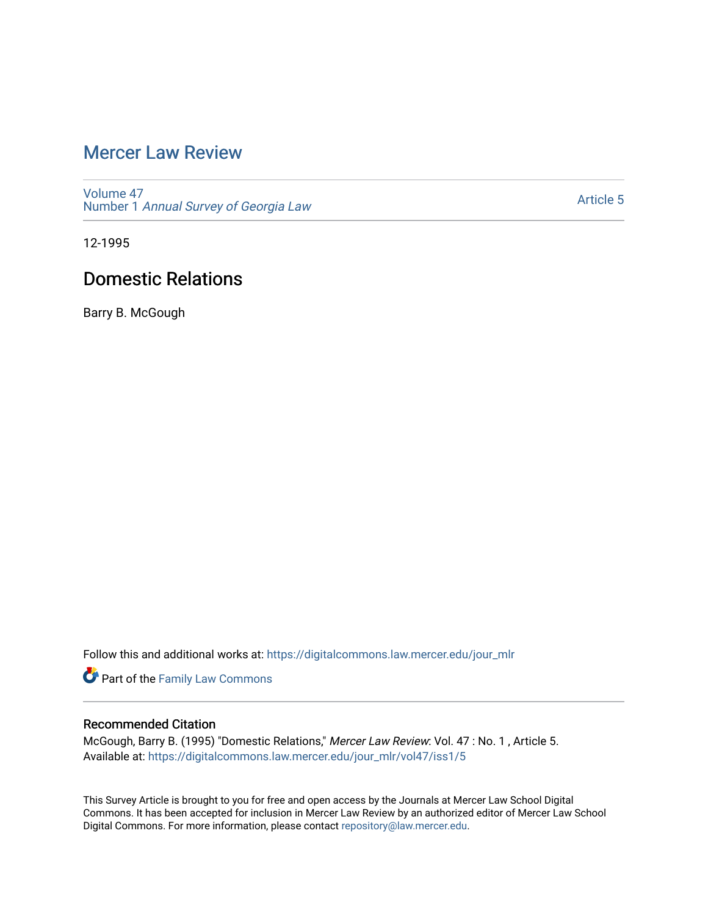# Mercer Law Review

Volume 47
Number 1 *Annual Survey of Georgia Law*

Article 5

12-1995

## Domestic Relations

Barry B. McGough

Follow this and additional works at: https://digitalcommons.law.mercer.edu/jour_mlr

Part of the Family Law Commons

### Recommended Citation

McGough, Barry B. (1995) "Domestic Relations," *Mercer Law Review*: Vol. 47 : No. 1 , Article 5.
Available at: https://digitalcommons.law.mercer.edu/jour_mlr/vol47/iss1/5

This Survey Article is brought to you for free and open access by the Journals at Mercer Law School Digital Commons. It has been accepted for inclusion in Mercer Law Review by an authorized editor of Mercer Law School Digital Commons. For more information, please contact repository@law.mercer.edu.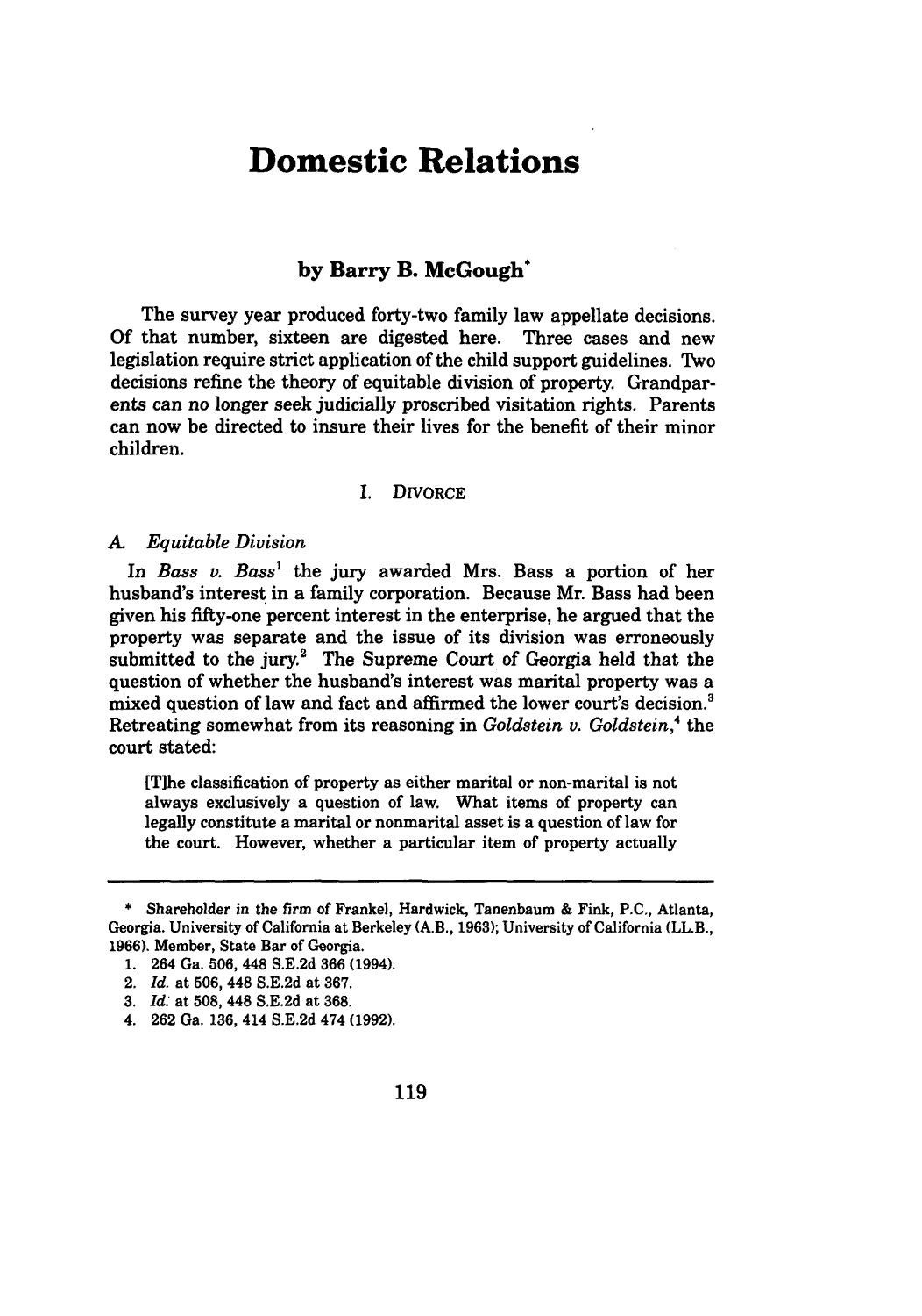// Domestic Relations

# Domestic Relations

### by Barry B. McGough*

The survey year produced forty-two family law appellate decisions. Of that number, sixteen are digested here. Three cases and new legislation require strict application of the child support guidelines. Two decisions refine the theory of equitable division of property. Grandparents can no longer seek judicially proscribed visitation rights. Parents can now be directed to insure their lives for the benefit of their minor children.

## I. DIVORCE

### A. *Equitable Division*

In *Bass v. Bass*[1] the jury awarded Mrs. Bass a portion of her husband's interest in a family corporation. Because Mr. Bass had been given his fifty-one percent interest in the enterprise, he argued that the property was separate and the issue of its division was erroneously submitted to the jury.[2] The Supreme Court of Georgia held that the question of whether the husband's interest was marital property was a mixed question of law and fact and affirmed the lower court's decision.[3] Retreating somewhat from its reasoning in *Goldstein v. Goldstein*,[4] the court stated:

> [T]he classification of property as either marital or non-marital is not always exclusively a question of law. What items of property can legally constitute a marital or nonmarital asset is a question of law for the court. However, whether a particular item of property actually

---

\* Shareholder in the firm of Frankel, Hardwick, Tanenbaum & Fink, P.C., Atlanta, Georgia. University of California at Berkeley (A.B., 1963); University of California (LL.B., 1966). Member, State Bar of Georgia.

1. 264 Ga. 506, 448 S.E.2d 366 (1994).
2. *Id.* at 506, 448 S.E.2d at 367.
3. *Id.* at 508, 448 S.E.2d at 368.
4. 262 Ga. 136, 414 S.E.2d 474 (1992).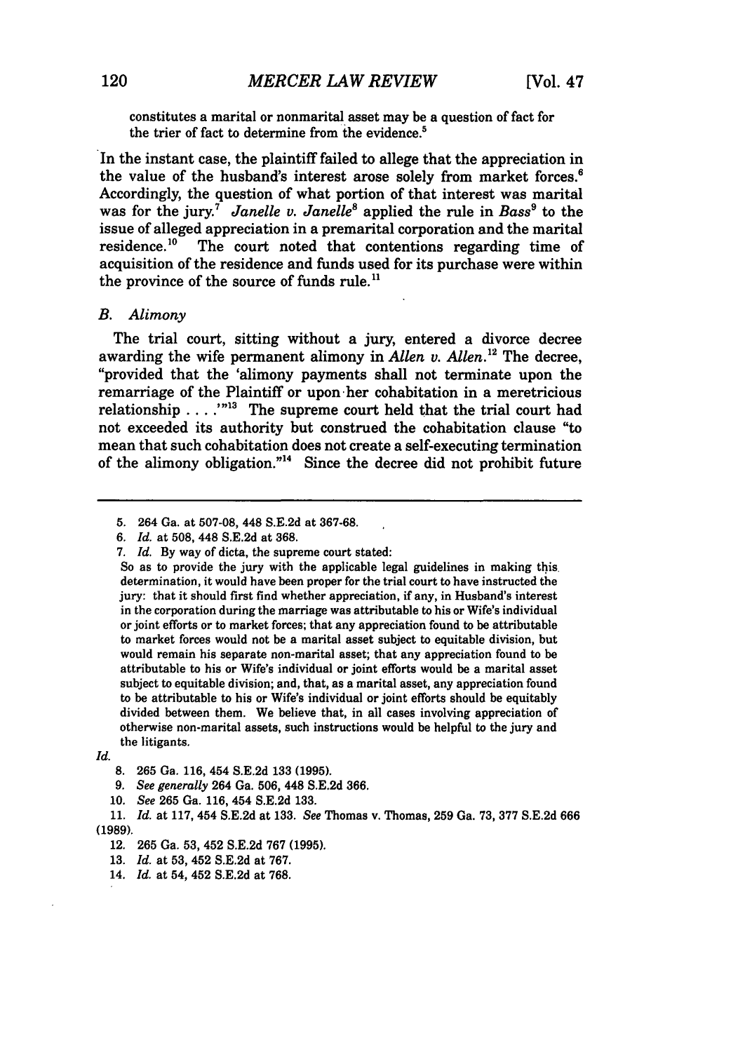constitutes a marital or nonmarital asset may be a question of fact for the trier of fact to determine from the evidence.[5]

In the instant case, the plaintiff failed to allege that the appreciation in the value of the husband's interest arose solely from market forces.[6] Accordingly, the question of what portion of that interest was marital was for the jury.[7] *Janelle v. Janelle*[8] applied the rule in *Bass*[9] to the issue of alleged appreciation in a premarital corporation and the marital residence.[10] The court noted that contentions regarding time of acquisition of the residence and funds used for its purchase were within the province of the source of funds rule.[11]

### *B. Alimony*

The trial court, sitting without a jury, entered a divorce decree awarding the wife permanent alimony in *Allen v. Allen*.[12] The decree, "provided that the 'alimony payments shall not terminate upon the remarriage of the Plaintiff or upon her cohabitation in a meretricious relationship . . . .'"[13] The supreme court held that the trial court had not exceeded its authority but construed the cohabitation clause "to mean that such cohabitation does not create a self-executing termination of the alimony obligation."[14] Since the decree did not prohibit future

---

5. 264 Ga. at 507-08, 448 S.E.2d at 367-68.
6. *Id.* at 508, 448 S.E.2d at 368.
7. *Id.* By way of dicta, the supreme court stated:

So as to provide the jury with the applicable legal guidelines in making this determination, it would have been proper for the trial court to have instructed the jury: that it should first find whether appreciation, if any, in Husband's interest in the corporation during the marriage was attributable to his or Wife's individual or joint efforts or to market forces; that any appreciation found to be attributable to market forces would not be a marital asset subject to equitable division, but would remain his separate non-marital asset; that any appreciation found to be attributable to his or Wife's individual or joint efforts would be a marital asset subject to equitable division; and, that, as a marital asset, any appreciation found to be attributable to his or Wife's individual or joint efforts should be equitably divided between them. We believe that, in all cases involving appreciation of otherwise non-marital assets, such instructions would be helpful to the jury and the litigants.

*Id.*

8. 265 Ga. 116, 454 S.E.2d 133 (1995).
9. *See generally* 264 Ga. 506, 448 S.E.2d 366.
10. *See* 265 Ga. 116, 454 S.E.2d 133.
11. *Id.* at 117, 454 S.E.2d at 133. *See* Thomas v. Thomas, 259 Ga. 73, 377 S.E.2d 666 (1989).
12. 265 Ga. 53, 452 S.E.2d 767 (1995).
13. *Id.* at 53, 452 S.E.2d at 767.
14. *Id.* at 54, 452 S.E.2d at 768.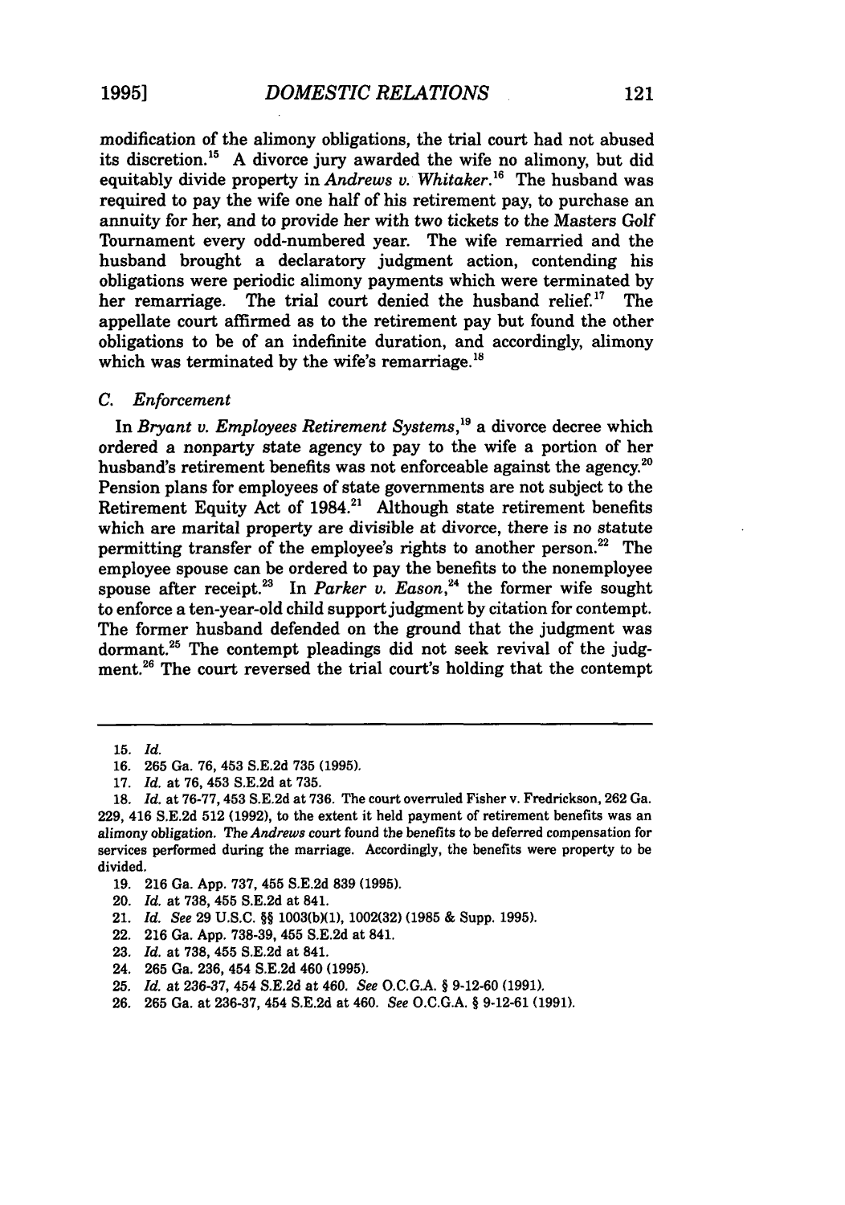modification of the alimony obligations, the trial court had not abused its discretion.[15] A divorce jury awarded the wife no alimony, but did equitably divide property in *Andrews v. Whitaker*.[16] The husband was required to pay the wife one half of his retirement pay, to purchase an annuity for her, and to provide her with two tickets to the Masters Golf Tournament every odd-numbered year. The wife remarried and the husband brought a declaratory judgment action, contending his obligations were periodic alimony payments which were terminated by her remarriage. The trial court denied the husband relief.[17] The appellate court affirmed as to the retirement pay but found the other obligations to be of an indefinite duration, and accordingly, alimony which was terminated by the wife's remarriage.[18]

### C. Enforcement

In *Bryant v. Employees Retirement Systems*,[19] a divorce decree which ordered a nonparty state agency to pay to the wife a portion of her husband's retirement benefits was not enforceable against the agency.[20] Pension plans for employees of state governments are not subject to the Retirement Equity Act of 1984.[21] Although state retirement benefits which are marital property are divisible at divorce, there is no statute permitting transfer of the employee's rights to another person.[22] The employee spouse can be ordered to pay the benefits to the nonemployee spouse after receipt.[23] In *Parker v. Eason*,[24] the former wife sought to enforce a ten-year-old child support judgment by citation for contempt. The former husband defended on the ground that the judgment was dormant.[25] The contempt pleadings did not seek revival of the judgment.[26] The court reversed the trial court's holding that the contempt

---

15. *Id.*
16. 265 Ga. 76, 453 S.E.2d 735 (1995).
17. *Id.* at 76, 453 S.E.2d at 735.
18. *Id.* at 76-77, 453 S.E.2d at 736. The court overruled Fisher v. Fredrickson, 262 Ga. 229, 416 S.E.2d 512 (1992), to the extent it held payment of retirement benefits was an alimony obligation. The *Andrews* court found the benefits to be deferred compensation for services performed during the marriage. Accordingly, the benefits were property to be divided.
19. 216 Ga. App. 737, 455 S.E.2d 839 (1995).
20. *Id.* at 738, 455 S.E.2d at 841.
21. *Id.* *See* 29 U.S.C. §§ 1003(b)(1), 1002(32) (1985 & Supp. 1995).
22. 216 Ga. App. 738-39, 455 S.E.2d at 841.
23. *Id.* at 738, 455 S.E.2d at 841.
24. 265 Ga. 236, 454 S.E.2d 460 (1995).
25. *Id.* at 236-37, 454 S.E.2d at 460. *See* O.C.G.A. § 9-12-60 (1991).
26. 265 Ga. at 236-37, 454 S.E.2d at 460. *See* O.C.G.A. § 9-12-61 (1991).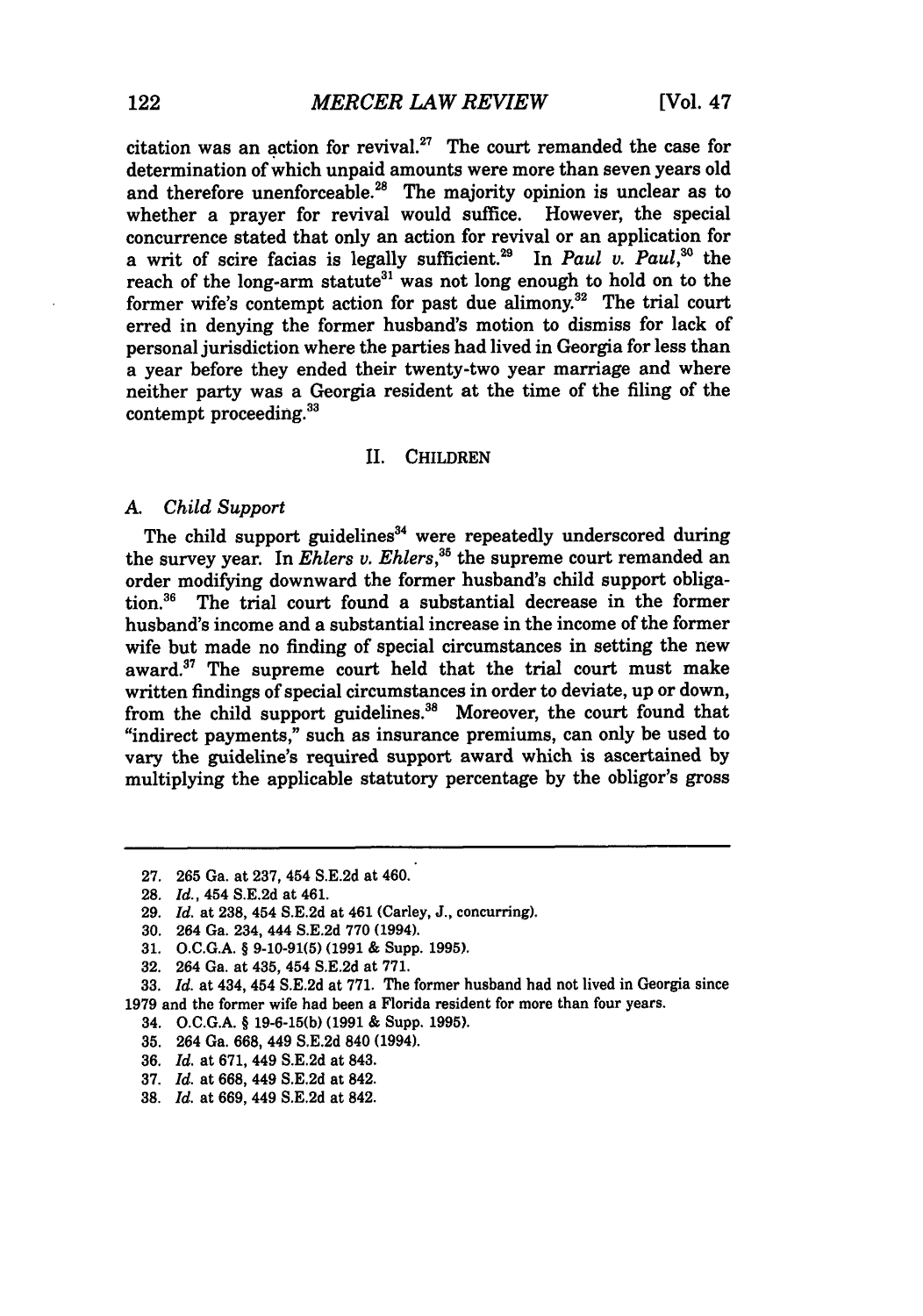citation was an action for revival.[27] The court remanded the case for determination of which unpaid amounts were more than seven years old and therefore unenforceable.[28] The majority opinion is unclear as to whether a prayer for revival would suffice. However, the special concurrence stated that only an action for revival or an application for a writ of scire facias is legally sufficient.[29] In *Paul v. Paul*,[30] the reach of the long-arm statute[31] was not long enough to hold on to the former wife's contempt action for past due alimony.[32] The trial court erred in denying the former husband's motion to dismiss for lack of personal jurisdiction where the parties had lived in Georgia for less than a year before they ended their twenty-two year marriage and where neither party was a Georgia resident at the time of the filing of the contempt proceeding.[33]

## II. CHILDREN

### A. *Child Support*

The child support guidelines[34] were repeatedly underscored during the survey year. In *Ehlers v. Ehlers*,[35] the supreme court remanded an order modifying downward the former husband's child support obligation.[36] The trial court found a substantial decrease in the former husband's income and a substantial increase in the income of the former wife but made no finding of special circumstances in setting the new award.[37] The supreme court held that the trial court must make written findings of special circumstances in order to deviate, up or down, from the child support guidelines.[38] Moreover, the court found that "indirect payments," such as insurance premiums, can only be used to vary the guideline's required support award which is ascertained by multiplying the applicable statutory percentage by the obligor's gross

---

27. 265 Ga. at 237, 454 S.E.2d at 460.
28. *Id.*, 454 S.E.2d at 461.
29. *Id.* at 238, 454 S.E.2d at 461 (Carley, J., concurring).
30. 264 Ga. 234, 444 S.E.2d 770 (1994).
31. O.C.G.A. § 9-10-91(5) (1991 & Supp. 1995).
32. 264 Ga. at 435, 454 S.E.2d at 771.
33. *Id.* at 434, 454 S.E.2d at 771. The former husband had not lived in Georgia since 1979 and the former wife had been a Florida resident for more than four years.
34. O.C.G.A. § 19-6-15(b) (1991 & Supp. 1995).
35. 264 Ga. 668, 449 S.E.2d 840 (1994).
36. *Id.* at 671, 449 S.E.2d at 843.
37. *Id.* at 668, 449 S.E.2d at 842.
38. *Id.* at 669, 449 S.E.2d at 842.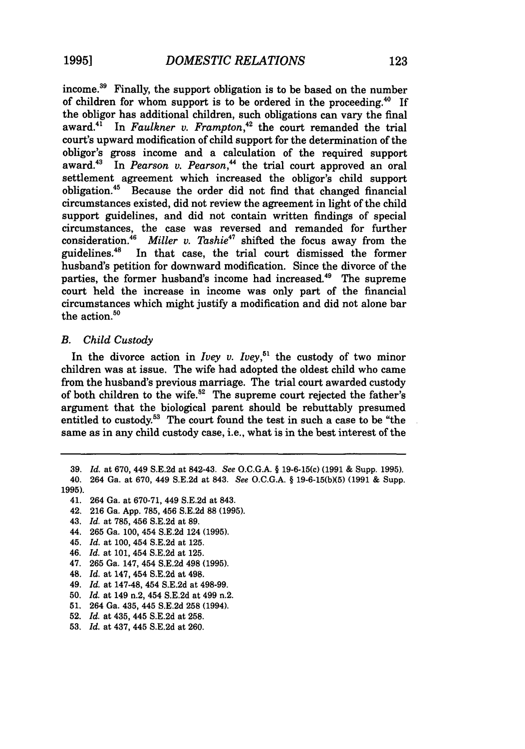income.[39] Finally, the support obligation is to be based on the number of children for whom support is to be ordered in the proceeding.[40] If the obligor has additional children, such obligations can vary the final award.[41] In *Faulkner v. Frampton*,[42] the court remanded the trial court's upward modification of child support for the determination of the obligor's gross income and a calculation of the required support award.[43] In *Pearson v. Pearson*,[44] the trial court approved an oral settlement agreement which increased the obligor's child support obligation.[45] Because the order did not find that changed financial circumstances existed, did not review the agreement in light of the child support guidelines, and did not contain written findings of special circumstances, the case was reversed and remanded for further consideration.[46] *Miller v. Tashie*[47] shifted the focus away from the guidelines.[48] In that case, the trial court dismissed the former husband's petition for downward modification. Since the divorce of the parties, the former husband's income had increased.[49] The supreme court held the increase in income was only part of the financial circumstances which might justify a modification and did not alone bar the action.[50]

### B. *Child Custody*

In the divorce action in *Ivey v. Ivey*,[51] the custody of two minor children was at issue. The wife had adopted the oldest child who came from the husband's previous marriage. The trial court awarded custody of both children to the wife.[52] The supreme court rejected the father's argument that the biological parent should be rebuttably presumed entitled to custody.[53] The court found the test in such a case to be "the same as in any child custody case, i.e., what is in the best interest of the

---

39. *Id.* at 670, 449 S.E.2d at 842-43. *See* O.C.G.A. § 19-6-15(c) (1991 & Supp. 1995).
40. 264 Ga. at 670, 449 S.E.2d at 843. *See* O.C.G.A. § 19-6-15(b)(5) (1991 & Supp. 1995).
41. 264 Ga. at 670-71, 449 S.E.2d at 843.
42. 216 Ga. App. 785, 456 S.E.2d 88 (1995).
43. *Id.* at 785, 456 S.E.2d at 89.
44. 265 Ga. 100, 454 S.E.2d 124 (1995).
45. *Id.* at 100, 454 S.E.2d at 125.
46. *Id.* at 101, 454 S.E.2d at 125.
47. 265 Ga. 147, 454 S.E.2d 498 (1995).
48. *Id.* at 147, 454 S.E.2d at 498.
49. *Id.* at 147-48, 454 S.E.2d at 498-99.
50. *Id.* at 149 n.2, 454 S.E.2d at 499 n.2.
51. 264 Ga. 435, 445 S.E.2d 258 (1994).
52. *Id.* at 435, 445 S.E.2d at 258.
53. *Id.* at 437, 445 S.E.2d at 260.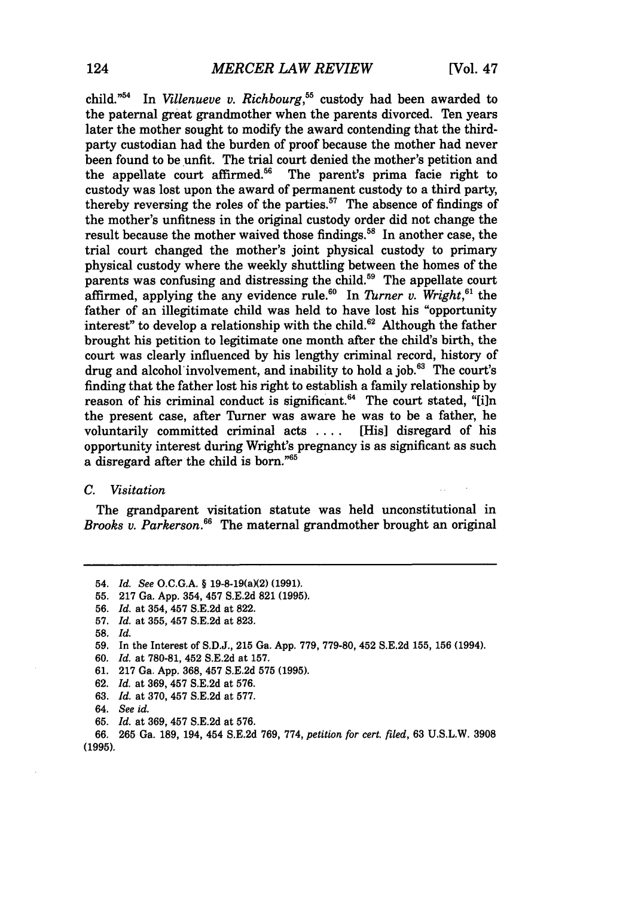child."[54] In *Villenueve v. Richbourg*,[55] custody had been awarded to the paternal great grandmother when the parents divorced. Ten years later the mother sought to modify the award contending that the third-party custodian had the burden of proof because the mother had never been found to be unfit. The trial court denied the mother's petition and the appellate court affirmed.[56] The parent's prima facie right to custody was lost upon the award of permanent custody to a third party, thereby reversing the roles of the parties.[57] The absence of findings of the mother's unfitness in the original custody order did not change the result because the mother waived those findings.[58] In another case, the trial court changed the mother's joint physical custody to primary physical custody where the weekly shuttling between the homes of the parents was confusing and distressing the child.[59] The appellate court affirmed, applying the any evidence rule.[60] In *Turner v. Wright*,[61] the father of an illegitimate child was held to have lost his "opportunity interest" to develop a relationship with the child.[62] Although the father brought his petition to legitimate one month after the child's birth, the court was clearly influenced by his lengthy criminal record, history of drug and alcohol involvement, and inability to hold a job.[63] The court's finding that the father lost his right to establish a family relationship by reason of his criminal conduct is significant.[64] The court stated, "[i]n the present case, after Turner was aware he was to be a father, he voluntarily committed criminal acts .... [His] disregard of his opportunity interest during Wright's pregnancy is as significant as such a disregard after the child is born."[65]

### C. Visitation

The grandparent visitation statute was held unconstitutional in *Brooks v. Parkerson*.[66] The maternal grandmother brought an original

---

54. *Id. See* O.C.G.A. § 19-8-19(a)(2) (1991).
55. 217 Ga. App. 354, 457 S.E.2d 821 (1995).
56. *Id.* at 354, 457 S.E.2d at 822.
57. *Id.* at 355, 457 S.E.2d at 823.
58. *Id.*
59. In the Interest of S.D.J., 215 Ga. App. 779, 779-80, 452 S.E.2d 155, 156 (1994).
60. *Id.* at 780-81, 452 S.E.2d at 157.
61. 217 Ga. App. 368, 457 S.E.2d 575 (1995).
62. *Id.* at 369, 457 S.E.2d at 576.
63. *Id.* at 370, 457 S.E.2d at 577.
64. *See id.*
65. *Id.* at 369, 457 S.E.2d at 576.
66. 265 Ga. 189, 194, 454 S.E.2d 769, 774, *petition for cert. filed*, 63 U.S.L.W. 3908 (1995).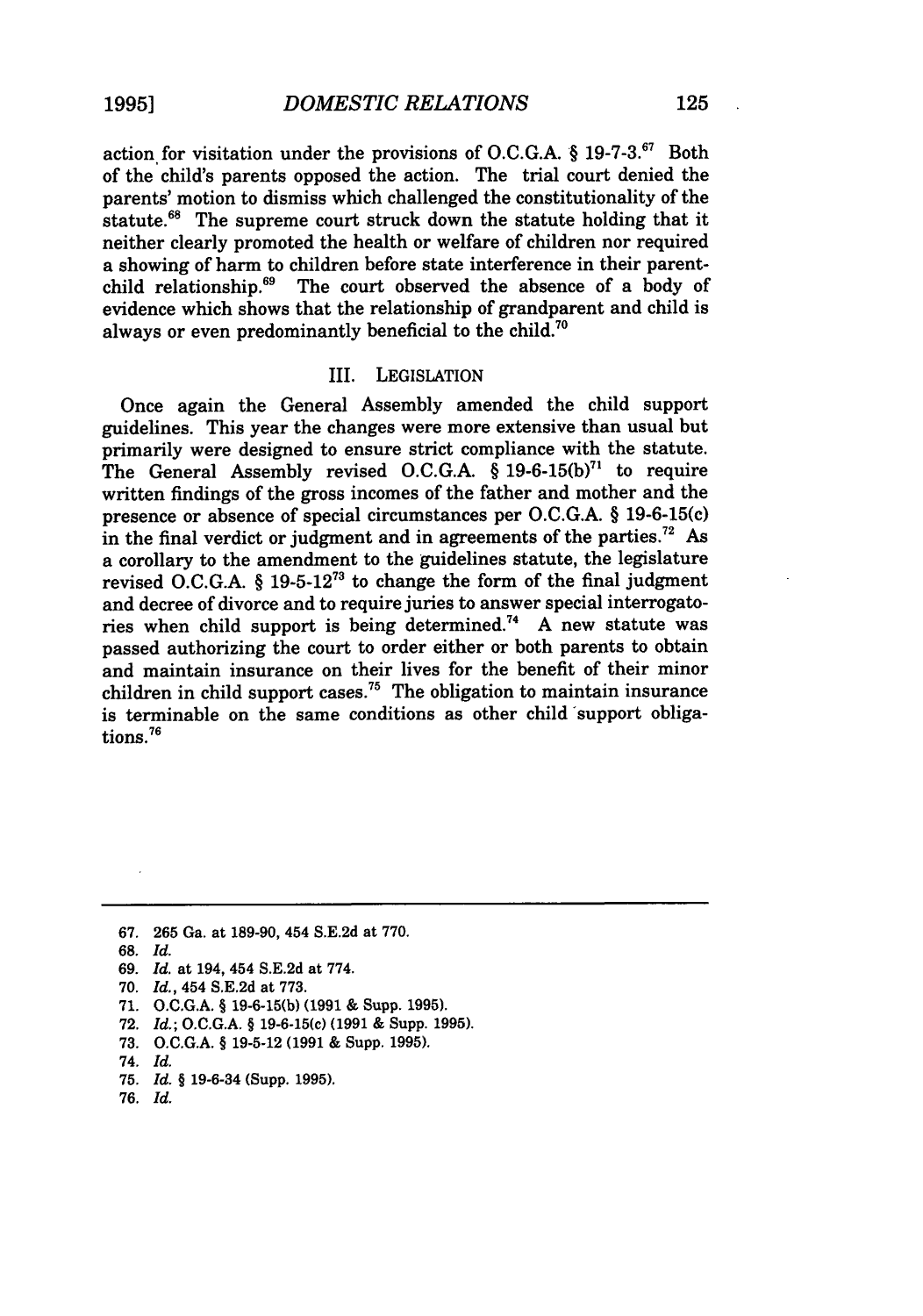action for visitation under the provisions of O.C.G.A. § 19-7-3.[67] Both of the child's parents opposed the action. The trial court denied the parents' motion to dismiss which challenged the constitutionality of the statute.[68] The supreme court struck down the statute holding that it neither clearly promoted the health or welfare of children nor required a showing of harm to children before state interference in their parent-child relationship.[69] The court observed the absence of a body of evidence which shows that the relationship of grandparent and child is always or even predominantly beneficial to the child.[70]

## III. LEGISLATION

Once again the General Assembly amended the child support guidelines. This year the changes were more extensive than usual but primarily were designed to ensure strict compliance with the statute. The General Assembly revised O.C.G.A. § 19-6-15(b)[71] to require written findings of the gross incomes of the father and mother and the presence or absence of special circumstances per O.C.G.A. § 19-6-15(c) in the final verdict or judgment and in agreements of the parties.[72] As a corollary to the amendment to the guidelines statute, the legislature revised O.C.G.A. § 19-5-12[73] to change the form of the final judgment and decree of divorce and to require juries to answer special interrogatories when child support is being determined.[74] A new statute was passed authorizing the court to order either or both parents to obtain and maintain insurance on their lives for the benefit of their minor children in child support cases.[75] The obligation to maintain insurance is terminable on the same conditions as other child support obligations.[76]

---

67. 265 Ga. at 189-90, 454 S.E.2d at 770.
68. *Id.*
69. *Id.* at 194, 454 S.E.2d at 774.
70. *Id.*, 454 S.E.2d at 773.
71. O.C.G.A. § 19-6-15(b) (1991 & Supp. 1995).
72. *Id.*; O.C.G.A. § 19-6-15(c) (1991 & Supp. 1995).
73. O.C.G.A. § 19-5-12 (1991 & Supp. 1995).
74. *Id.*
75. *Id.* § 19-6-34 (Supp. 1995).
76. *Id.*